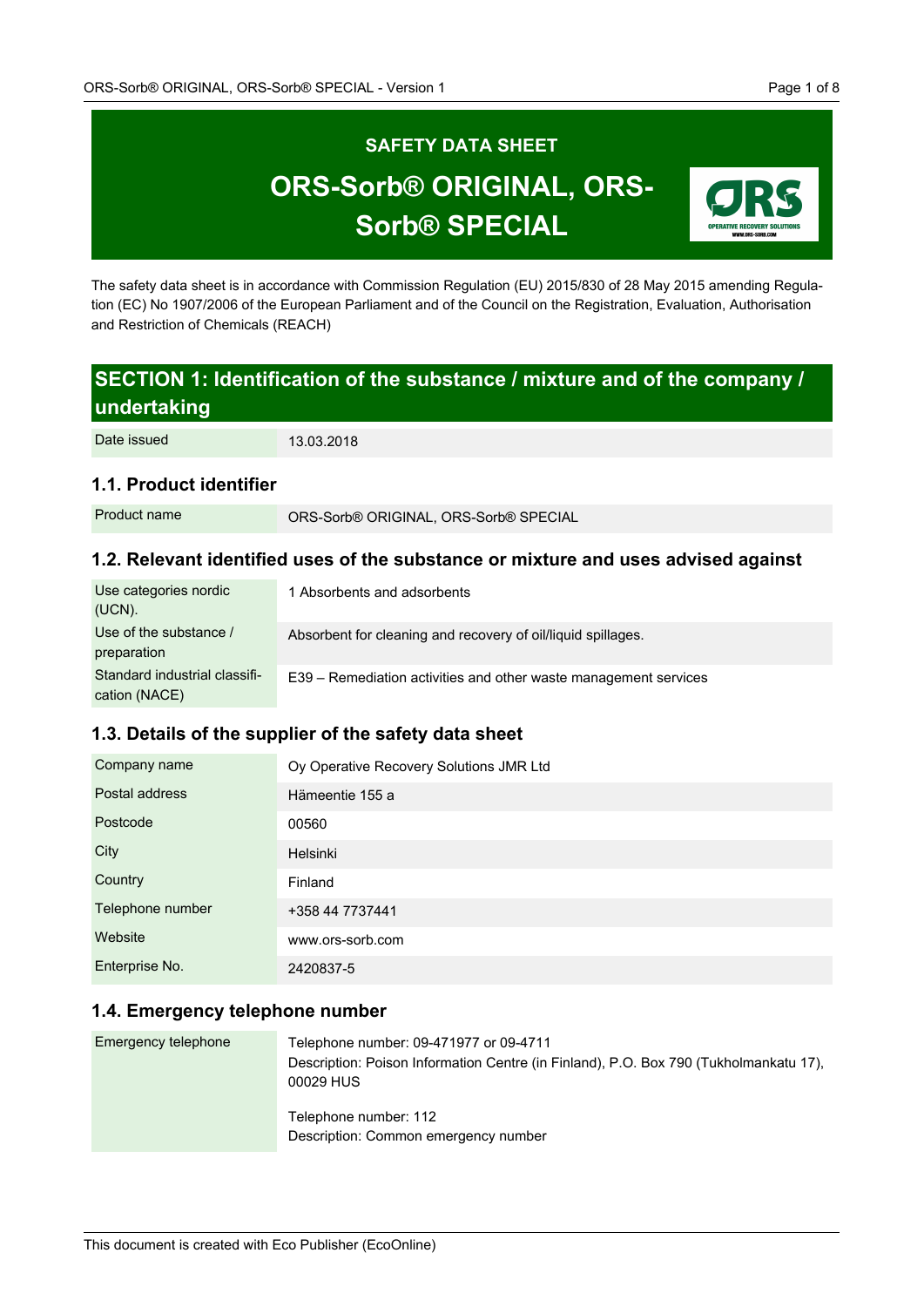# SAFETY DATA SHEET

# ORS-Sorb® ORIGINAL, ORS-Sorb® SPECIAL

The safety data sheet is in accordance with Commission Regulation (EU) 2015/830 of 28 May 2015 amending Regulation (EC) No 1907/2006 of the European Parliament and of the Council on the Registration, Evaluation, Authorisation and Restriction of Chemicals (REACH)

## SECTION 1: Identification of the substance / mixture and of the company / undertaking

| | |
|---|---|
| Date issued | 13.03.2018 |

### 1.1. Product identifier

| | |
|---|---|
| Product name | ORS-Sorb® ORIGINAL, ORS-Sorb® SPECIAL |

### 1.2. Relevant identified uses of the substance or mixture and uses advised against

| | |
|---|---|
| Use categories nordic (UCN). | 1 Absorbents and adsorbents |
| Use of the substance / preparation | Absorbent for cleaning and recovery of oil/liquid spillages. |
| Standard industrial classification (NACE) | E39 – Remediation activities and other waste management services |

### 1.3. Details of the supplier of the safety data sheet

| | |
|---|---|
| Company name | Oy Operative Recovery Solutions JMR Ltd |
| Postal address | Hämeentie 155 a |
| Postcode | 00560 |
| City | Helsinki |
| Country | Finland |
| Telephone number | +358 44 7737441 |
| Website | www.ors-sorb.com |
| Enterprise No. | 2420837-5 |

### 1.4. Emergency telephone number

| | |
|---|---|
| Emergency telephone | Telephone number: 09-471977 or 09-4711<br>Description: Poison Information Centre (in Finland), P.O. Box 790 (Tukholmankatu 17), 00029 HUS<br><br>Telephone number: 112<br>Description: Common emergency number |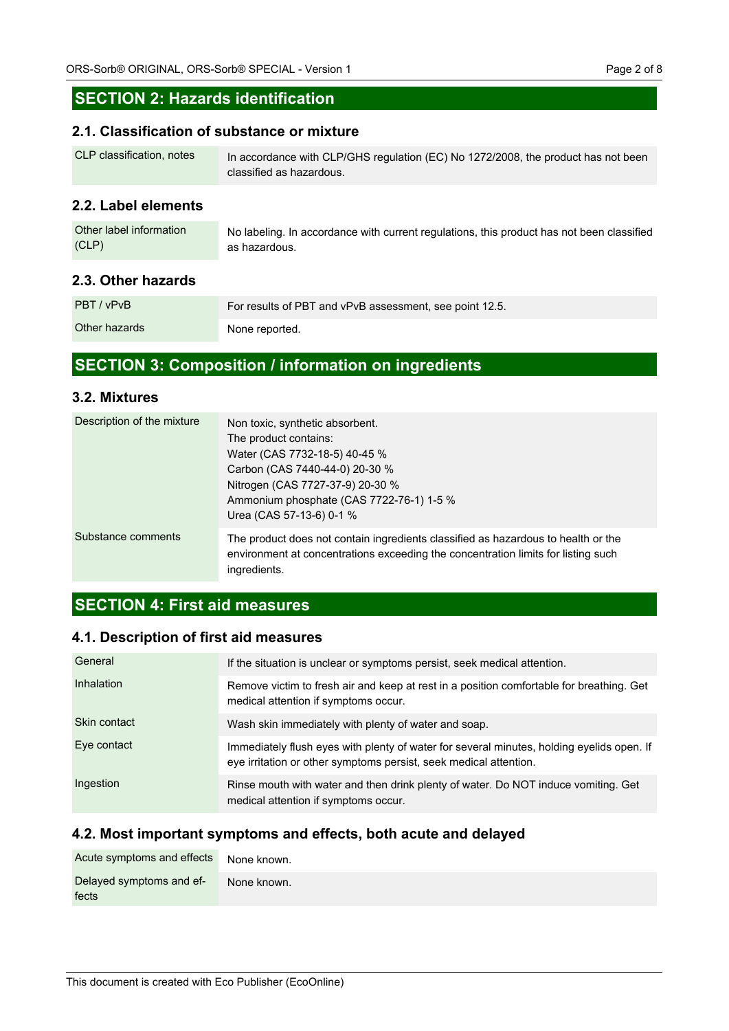## SECTION 2: Hazards identification

### 2.1. Classification of substance or mixture

| | |
|---|---|
| CLP classification, notes | In accordance with CLP/GHS regulation (EC) No 1272/2008, the product has not been classified as hazardous. |

### 2.2. Label elements

| | |
|---|---|
| Other label information (CLP) | No labeling. In accordance with current regulations, this product has not been classified as hazardous. |

### 2.3. Other hazards

| | |
|---|---|
| PBT / vPvB | For results of PBT and vPvB assessment, see point 12.5. |
| Other hazards | None reported. |

## SECTION 3: Composition / information on ingredients

### 3.2. Mixtures

| | |
|---|---|
| Description of the mixture | Non toxic, synthetic absorbent.<br>The product contains:<br>Water (CAS 7732-18-5) 40-45 %<br>Carbon (CAS 7440-44-0) 20-30 %<br>Nitrogen (CAS 7727-37-9) 20-30 %<br>Ammonium phosphate (CAS 7722-76-1) 1-5 %<br>Urea (CAS 57-13-6) 0-1 % |
| Substance comments | The product does not contain ingredients classified as hazardous to health or the environment at concentrations exceeding the concentration limits for listing such ingredients. |

## SECTION 4: First aid measures

### 4.1. Description of first aid measures

| | |
|---|---|
| General | If the situation is unclear or symptoms persist, seek medical attention. |
| Inhalation | Remove victim to fresh air and keep at rest in a position comfortable for breathing. Get medical attention if symptoms occur. |
| Skin contact | Wash skin immediately with plenty of water and soap. |
| Eye contact | Immediately flush eyes with plenty of water for several minutes, holding eyelids open. If eye irritation or other symptoms persist, seek medical attention. |
| Ingestion | Rinse mouth with water and then drink plenty of water. Do NOT induce vomiting. Get medical attention if symptoms occur. |

### 4.2. Most important symptoms and effects, both acute and delayed

| | |
|---|---|
| Acute symptoms and effects | None known. |
| Delayed symptoms and effects | None known. |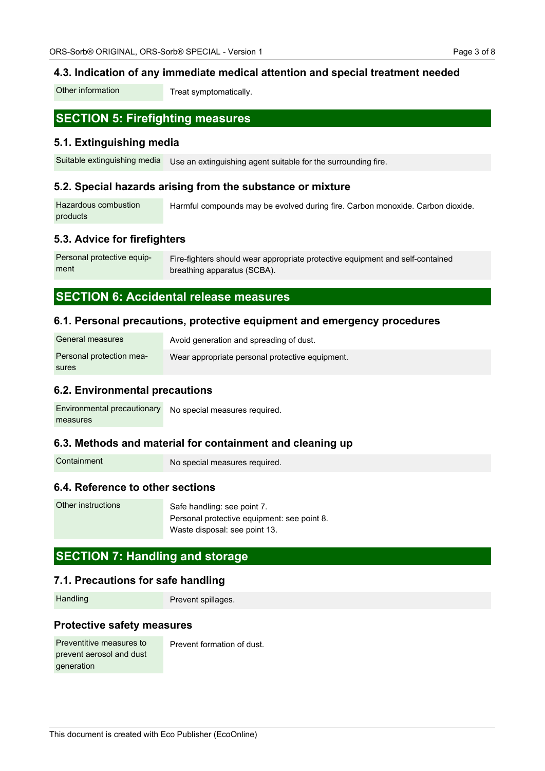### 4.3. Indication of any immediate medical attention and special treatment needed

| | |
|---|---|
| Other information | Treat symptomatically. |

## SECTION 5: Firefighting measures

### 5.1. Extinguishing media

| | |
|---|---|
| Suitable extinguishing media | Use an extinguishing agent suitable for the surrounding fire. |

### 5.2. Special hazards arising from the substance or mixture

| | |
|---|---|
| Hazardous combustion products | Harmful compounds may be evolved during fire. Carbon monoxide. Carbon dioxide. |

### 5.3. Advice for firefighters

| | |
|---|---|
| Personal protective equipment | Fire-fighters should wear appropriate protective equipment and self-contained breathing apparatus (SCBA). |

## SECTION 6: Accidental release measures

### 6.1. Personal precautions, protective equipment and emergency procedures

| | |
|---|---|
| General measures | Avoid generation and spreading of dust. |
| Personal protection measures | Wear appropriate personal protective equipment. |

### 6.2. Environmental precautions

| | |
|---|---|
| Environmental precautionary measures | No special measures required. |

### 6.3. Methods and material for containment and cleaning up

| | |
|---|---|
| Containment | No special measures required. |

### 6.4. Reference to other sections

| | |
|---|---|
| Other instructions | Safe handling: see point 7.<br>Personal protective equipment: see point 8.<br>Waste disposal: see point 13. |

## SECTION 7: Handling and storage

### 7.1. Precautions for safe handling

| | |
|---|---|
| Handling | Prevent spillages. |

### Protective safety measures

| | |
|---|---|
| Preventitive measures to prevent aerosol and dust generation | Prevent formation of dust. |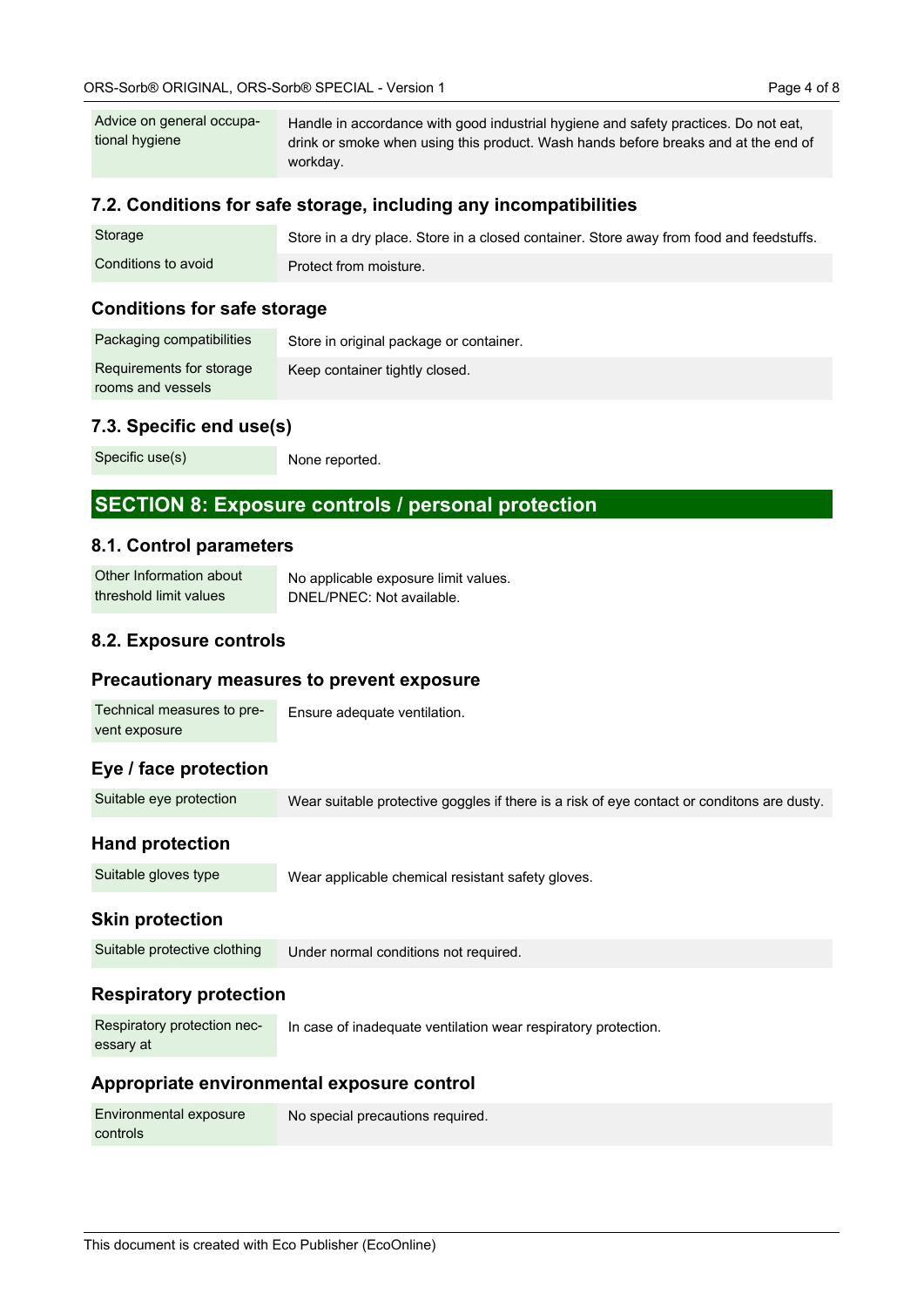| | |
|---|---|
| Advice on general occupational hygiene | Handle in accordance with good industrial hygiene and safety practices. Do not eat, drink or smoke when using this product. Wash hands before breaks and at the end of workday. |

### 7.2. Conditions for safe storage, including any incompatibilities

| | |
|---|---|
| Storage | Store in a dry place. Store in a closed container. Store away from food and feedstuffs. |
| Conditions to avoid | Protect from moisture. |

### Conditions for safe storage

| | |
|---|---|
| Packaging compatibilities | Store in original package or container. |
| Requirements for storage rooms and vessels | Keep container tightly closed. |

### 7.3. Specific end use(s)

| | |
|---|---|
| Specific use(s) | None reported. |

## SECTION 8: Exposure controls / personal protection

### 8.1. Control parameters

| | |
|---|---|
| Other Information about threshold limit values | No applicable exposure limit values.<br>DNEL/PNEC: Not available. |

### 8.2. Exposure controls

### Precautionary measures to prevent exposure

| | |
|---|---|
| Technical measures to prevent exposure | Ensure adequate ventilation. |

### Eye / face protection

| | |
|---|---|
| Suitable eye protection | Wear suitable protective goggles if there is a risk of eye contact or conditons are dusty. |

### Hand protection

| | |
|---|---|
| Suitable gloves type | Wear applicable chemical resistant safety gloves. |

### Skin protection

| | |
|---|---|
| Suitable protective clothing | Under normal conditions not required. |

### Respiratory protection

| | |
|---|---|
| Respiratory protection necessary at | In case of inadequate ventilation wear respiratory protection. |

### Appropriate environmental exposure control

| | |
|---|---|
| Environmental exposure controls | No special precautions required. |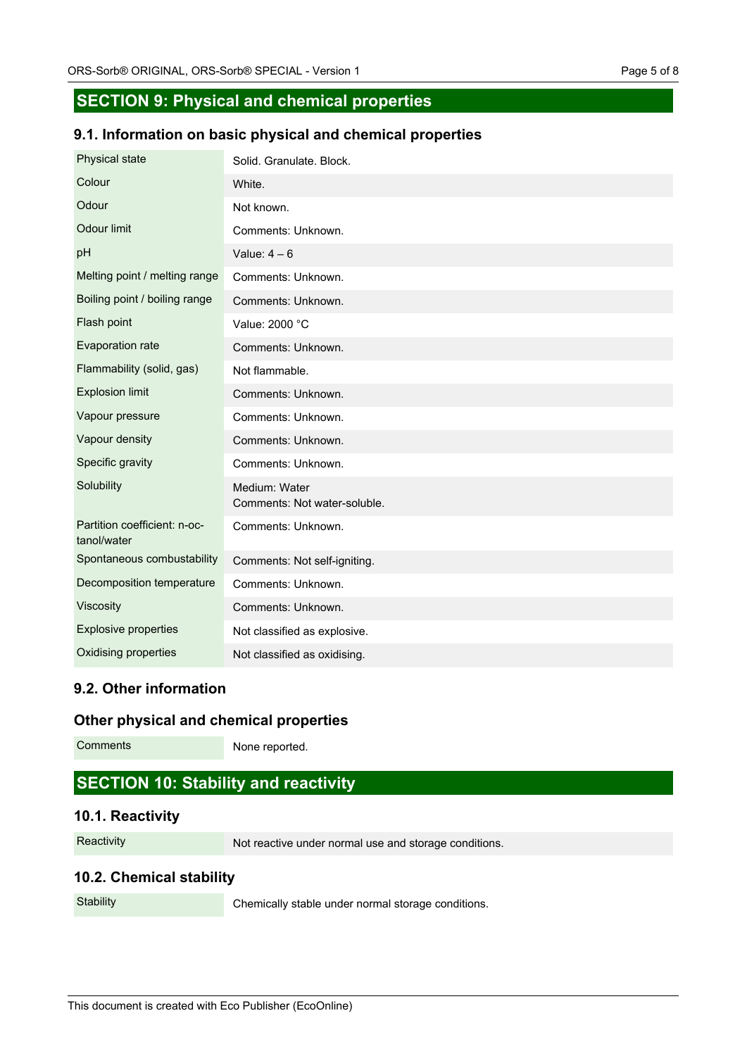## SECTION 9: Physical and chemical properties

### 9.1. Information on basic physical and chemical properties

| | |
|---|---|
| Physical state | Solid. Granulate. Block. |
| Colour | White. |
| Odour | Not known. |
| Odour limit | Comments: Unknown. |
| pH | Value: 4 – 6 |
| Melting point / melting range | Comments: Unknown. |
| Boiling point / boiling range | Comments: Unknown. |
| Flash point | Value: 2000 °C |
| Evaporation rate | Comments: Unknown. |
| Flammability (solid, gas) | Not flammable. |
| Explosion limit | Comments: Unknown. |
| Vapour pressure | Comments: Unknown. |
| Vapour density | Comments: Unknown. |
| Specific gravity | Comments: Unknown. |
| Solubility | Medium: Water<br>Comments: Not water-soluble. |
| Partition coefficient: n-octanol/water | Comments: Unknown. |
| Spontaneous combustability | Comments: Not self-igniting. |
| Decomposition temperature | Comments: Unknown. |
| Viscosity | Comments: Unknown. |
| Explosive properties | Not classified as explosive. |
| Oxidising properties | Not classified as oxidising. |

### 9.2. Other information

### Other physical and chemical properties

| | |
|---|---|
| Comments | None reported. |

## SECTION 10: Stability and reactivity

### 10.1. Reactivity

| | |
|---|---|
| Reactivity | Not reactive under normal use and storage conditions. |

### 10.2. Chemical stability

| | |
|---|---|
| Stability | Chemically stable under normal storage conditions. |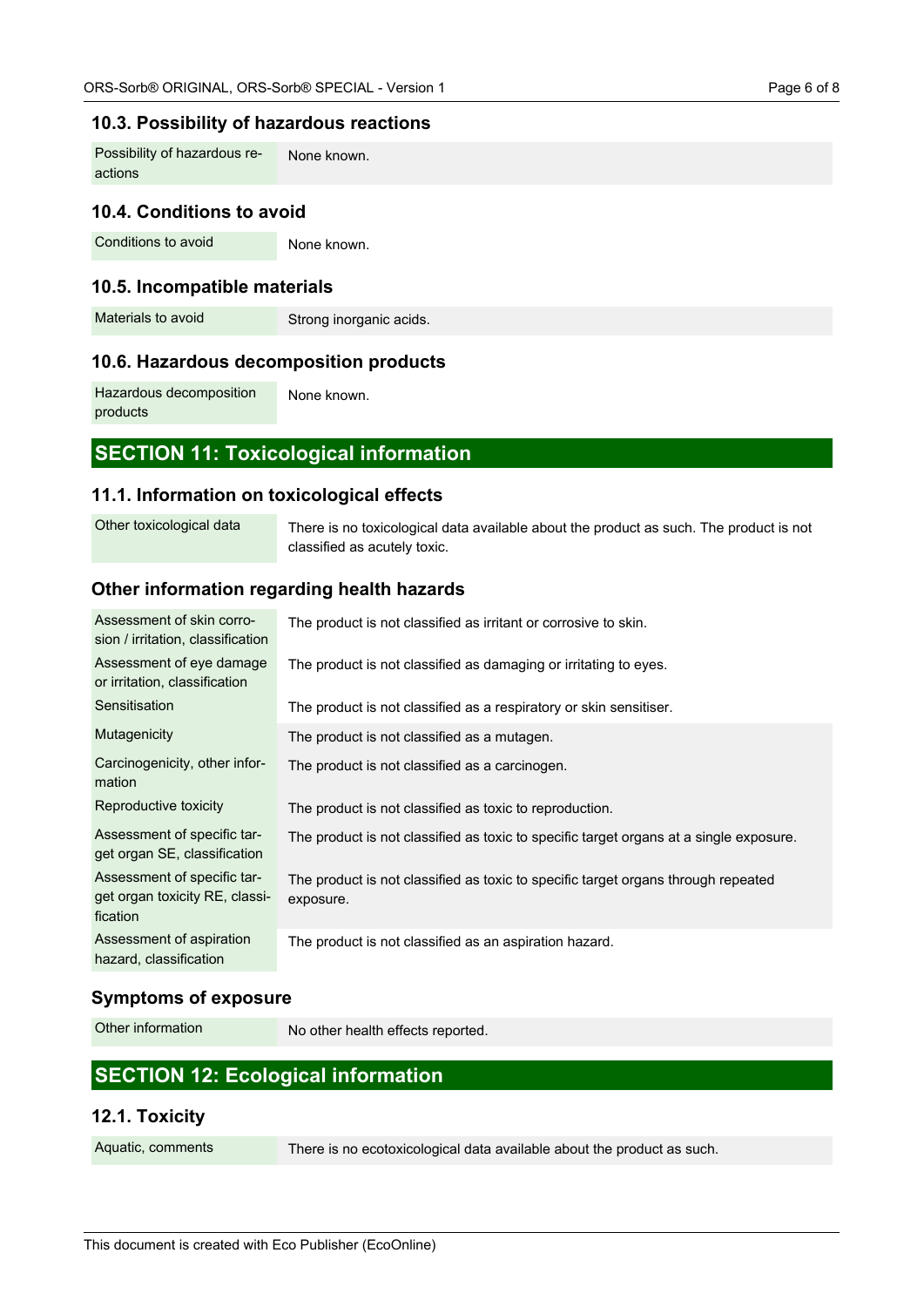### 10.3. Possibility of hazardous reactions

| | |
|---|---|
| Possibility of hazardous reactions | None known. |

### 10.4. Conditions to avoid

| | |
|---|---|
| Conditions to avoid | None known. |

### 10.5. Incompatible materials

| | |
|---|---|
| Materials to avoid | Strong inorganic acids. |

### 10.6. Hazardous decomposition products

| | |
|---|---|
| Hazardous decomposition products | None known. |

## SECTION 11: Toxicological information

### 11.1. Information on toxicological effects

| | |
|---|---|
| Other toxicological data | There is no toxicological data available about the product as such. The product is not classified as acutely toxic. |

### Other information regarding health hazards

| | |
|---|---|
| Assessment of skin corrosion / irritation, classification | The product is not classified as irritant or corrosive to skin. |
| Assessment of eye damage or irritation, classification | The product is not classified as damaging or irritating to eyes. |
| Sensitisation | The product is not classified as a respiratory or skin sensitiser. |
| Mutagenicity | The product is not classified as a mutagen. |
| Carcinogenicity, other information | The product is not classified as a carcinogen. |
| Reproductive toxicity | The product is not classified as toxic to reproduction. |
| Assessment of specific target organ SE, classification | The product is not classified as toxic to specific target organs at a single exposure. |
| Assessment of specific target organ toxicity RE, classification | The product is not classified as toxic to specific target organs through repeated exposure. |
| Assessment of aspiration hazard, classification | The product is not classified as an aspiration hazard. |

### Symptoms of exposure

| | |
|---|---|
| Other information | No other health effects reported. |

## SECTION 12: Ecological information

### 12.1. Toxicity

| | |
|---|---|
| Aquatic, comments | There is no ecotoxicological data available about the product as such. |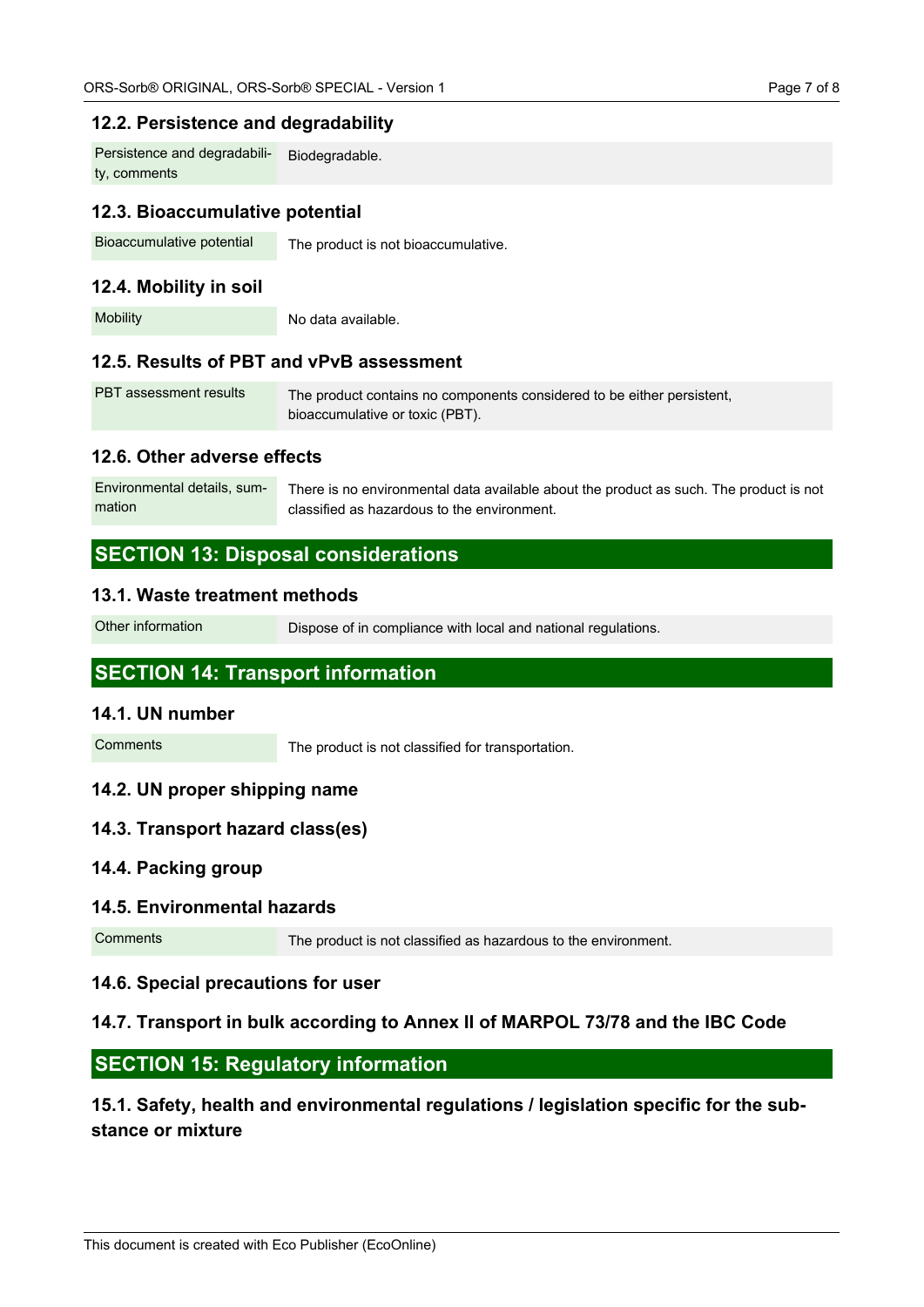### 12.2. Persistence and degradability

| | |
|---|---|
| Persistence and degradability, comments | Biodegradable. |

### 12.3. Bioaccumulative potential

| | |
|---|---|
| Bioaccumulative potential | The product is not bioaccumulative. |

### 12.4. Mobility in soil

| | |
|---|---|
| Mobility | No data available. |

### 12.5. Results of PBT and vPvB assessment

| | |
|---|---|
| PBT assessment results | The product contains no components considered to be either persistent, bioaccumulative or toxic (PBT). |

### 12.6. Other adverse effects

| | |
|---|---|
| Environmental details, summation | There is no environmental data available about the product as such. The product is not classified as hazardous to the environment. |

## SECTION 13: Disposal considerations

### 13.1. Waste treatment methods

| | |
|---|---|
| Other information | Dispose of in compliance with local and national regulations. |

## SECTION 14: Transport information

### 14.1. UN number

| | |
|---|---|
| Comments | The product is not classified for transportation. |

### 14.2. UN proper shipping name

### 14.3. Transport hazard class(es)

### 14.4. Packing group

### 14.5. Environmental hazards

| | |
|---|---|
| Comments | The product is not classified as hazardous to the environment. |

### 14.6. Special precautions for user

### 14.7. Transport in bulk according to Annex II of MARPOL 73/78 and the IBC Code

## SECTION 15: Regulatory information

### 15.1. Safety, health and environmental regulations / legislation specific for the substance or mixture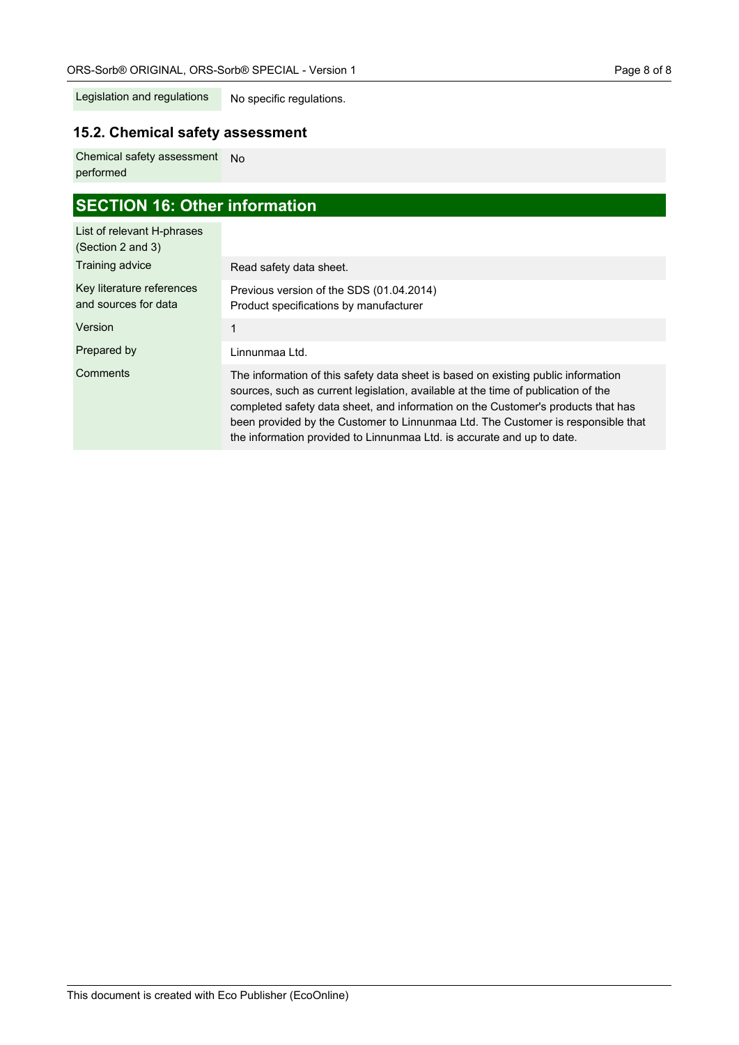| | |
|---|---|
| Legislation and regulations | No specific regulations. |

### 15.2. Chemical safety assessment

| | |
|---|---|
| Chemical safety assessment performed | No |

## SECTION 16: Other information

| | |
|---|---|
| List of relevant H-phrases (Section 2 and 3) | |
| Training advice | Read safety data sheet. |
| Key literature references and sources for data | Previous version of the SDS (01.04.2014)<br>Product specifications by manufacturer |
| Version | 1 |
| Prepared by | Linnunmaa Ltd. |
| Comments | The information of this safety data sheet is based on existing public information sources, such as current legislation, available at the time of publication of the completed safety data sheet, and information on the Customer's products that has been provided by the Customer to Linnunmaa Ltd. The Customer is responsible that the information provided to Linnunmaa Ltd. is accurate and up to date. |